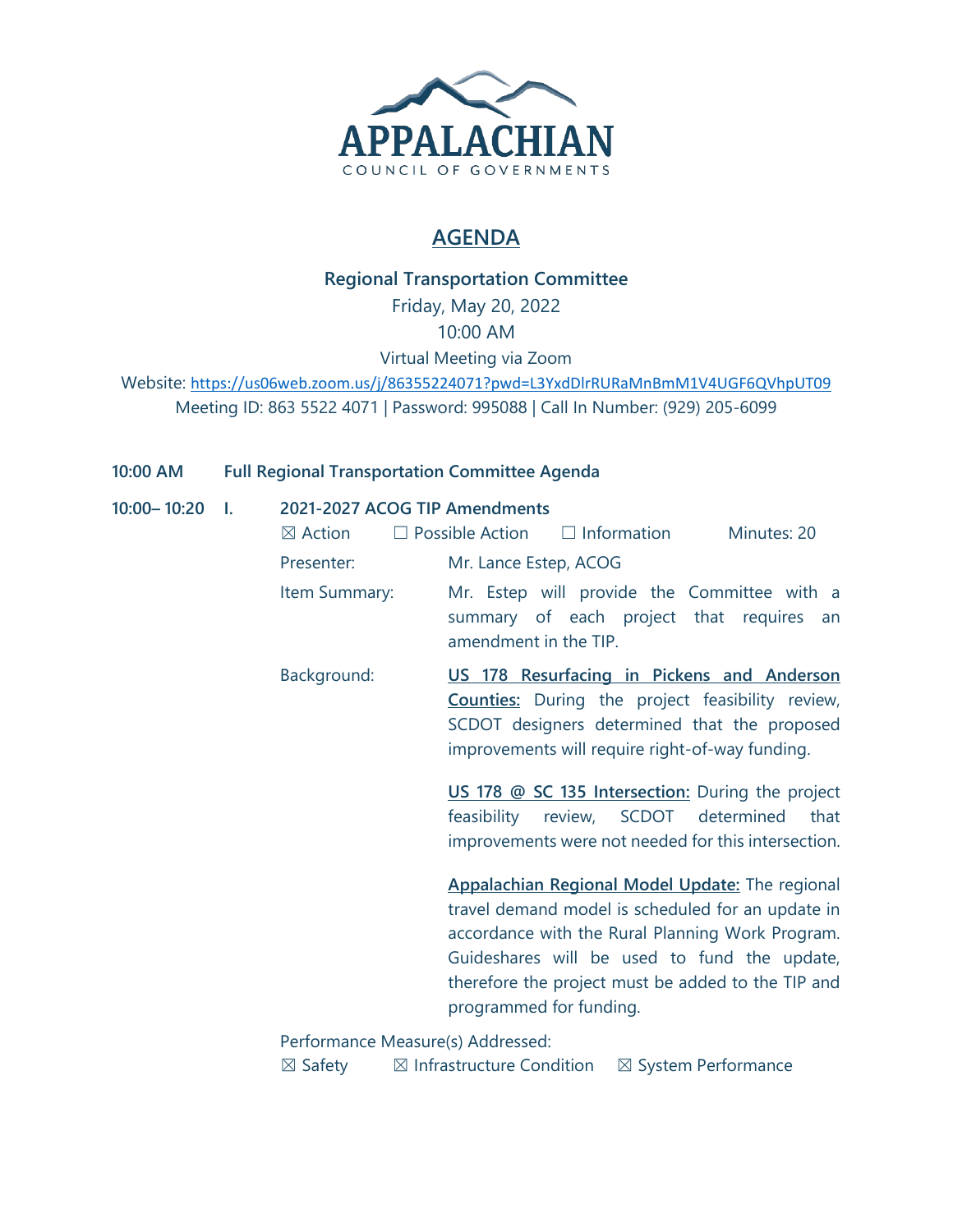APPALACHIAN
COUNCIL OF GOVERNMENTS

# AGENDA

## Regional Transportation Committee

Friday, May 20, 2022
10:00 AM
Virtual Meeting via Zoom
Website: https://us06web.zoom.us/j/86355224071?pwd=L3YxdDlrRURaMnBmM1V4UGF6QVhpUT09
Meeting ID: 863 5522 4071 | Password: 995088 | Call In Number: (929) 205-6099

**10:00 AM** **Full Regional Transportation Committee Agenda**

**10:00– 10:20** **I.** **2021-2027 ACOG TIP Amendments**

☒ Action ☐ Possible Action ☐ Information Minutes: 20

Presenter: Mr. Lance Estep, ACOG

Item Summary: Mr. Estep will provide the Committee with a summary of each project that requires an amendment in the TIP.

Background: **US 178 Resurfacing in Pickens and Anderson Counties:** During the project feasibility review, SCDOT designers determined that the proposed improvements will require right-of-way funding.

**US 178 @ SC 135 Intersection:** During the project feasibility review, SCDOT determined that improvements were not needed for this intersection.

**Appalachian Regional Model Update:** The regional travel demand model is scheduled for an update in accordance with the Rural Planning Work Program. Guideshares will be used to fund the update, therefore the project must be added to the TIP and programmed for funding.

Performance Measure(s) Addressed:
☒ Safety ☒ Infrastructure Condition ☒ System Performance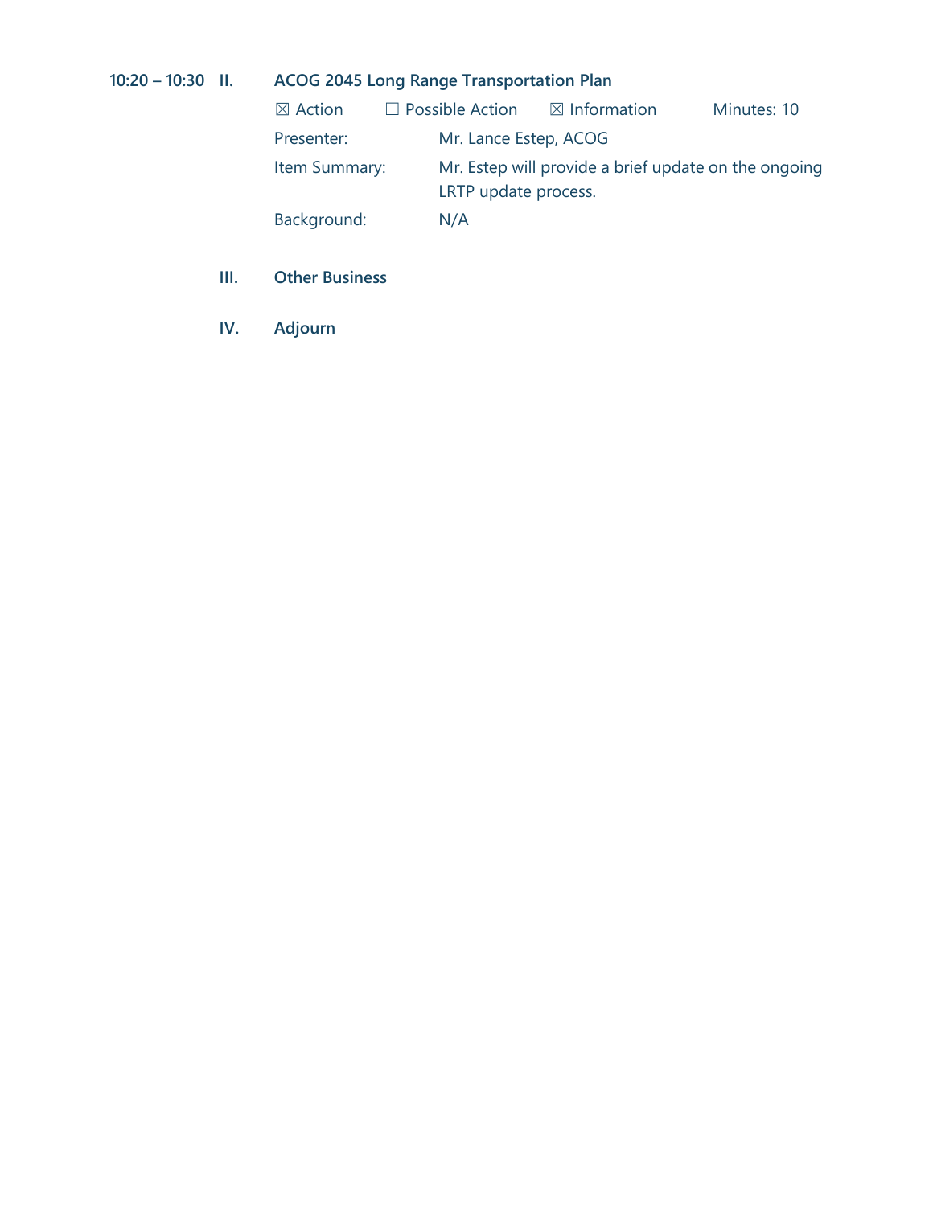**10:20 – 10:30 II. ACOG 2045 Long Range Transportation Plan**

☒ Action ☐ Possible Action ☒ Information Minutes: 10

Presenter: Mr. Lance Estep, ACOG

Item Summary: Mr. Estep will provide a brief update on the ongoing LRTP update process.

Background: N/A

**III. Other Business**

**IV. Adjourn**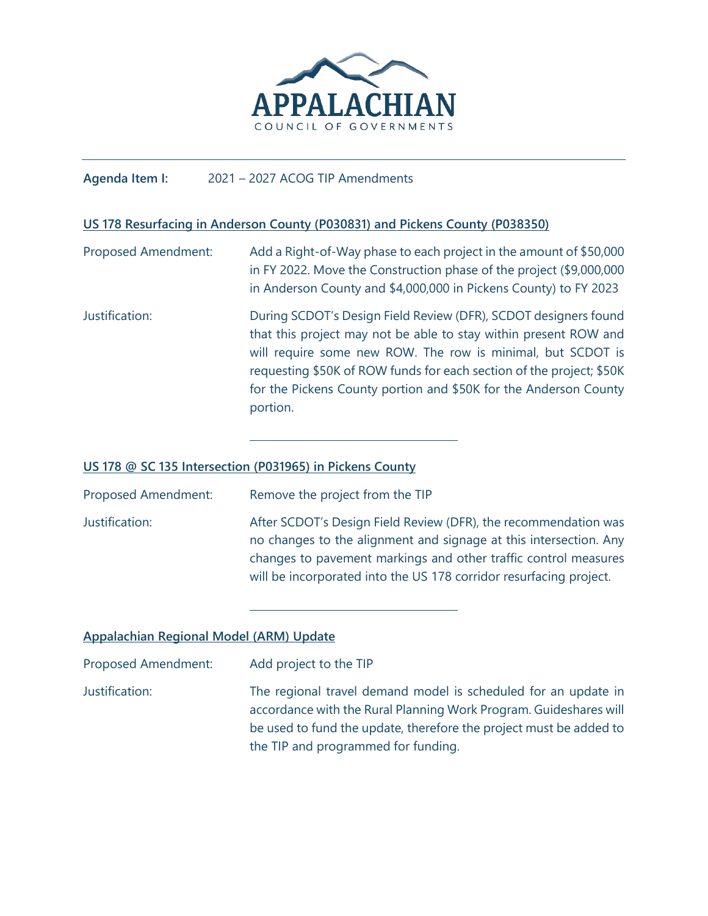APPALACHIAN
COUNCIL OF GOVERNMENTS

**Agenda Item I:** 2021 – 2027 ACOG TIP Amendments

## US 178 Resurfacing in Anderson County (P030831) and Pickens County (P038350)

Proposed Amendment: Add a Right-of-Way phase to each project in the amount of $50,000 in FY 2022. Move the Construction phase of the project ($9,000,000 in Anderson County and $4,000,000 in Pickens County) to FY 2023

Justification: During SCDOT's Design Field Review (DFR), SCDOT designers found that this project may not be able to stay within present ROW and will require some new ROW. The row is minimal, but SCDOT is requesting $50K of ROW funds for each section of the project; $50K for the Pickens County portion and $50K for the Anderson County portion.

---

## US 178 @ SC 135 Intersection (P031965) in Pickens County

Proposed Amendment: Remove the project from the TIP

Justification: After SCDOT's Design Field Review (DFR), the recommendation was no changes to the alignment and signage at this intersection. Any changes to pavement markings and other traffic control measures will be incorporated into the US 178 corridor resurfacing project.

---

## Appalachian Regional Model (ARM) Update

Proposed Amendment: Add project to the TIP

Justification: The regional travel demand model is scheduled for an update in accordance with the Rural Planning Work Program. Guideshares will be used to fund the update, therefore the project must be added to the TIP and programmed for funding.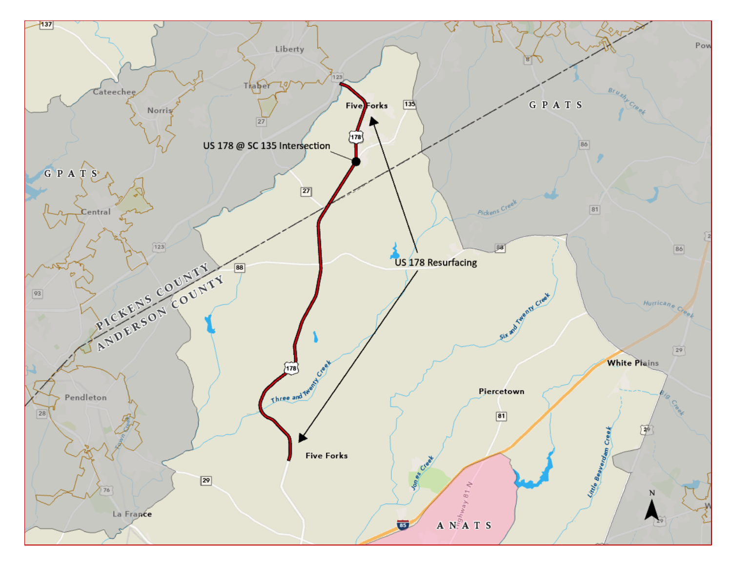US 178 @ SC 135 Intersection

US 178 Resurfacing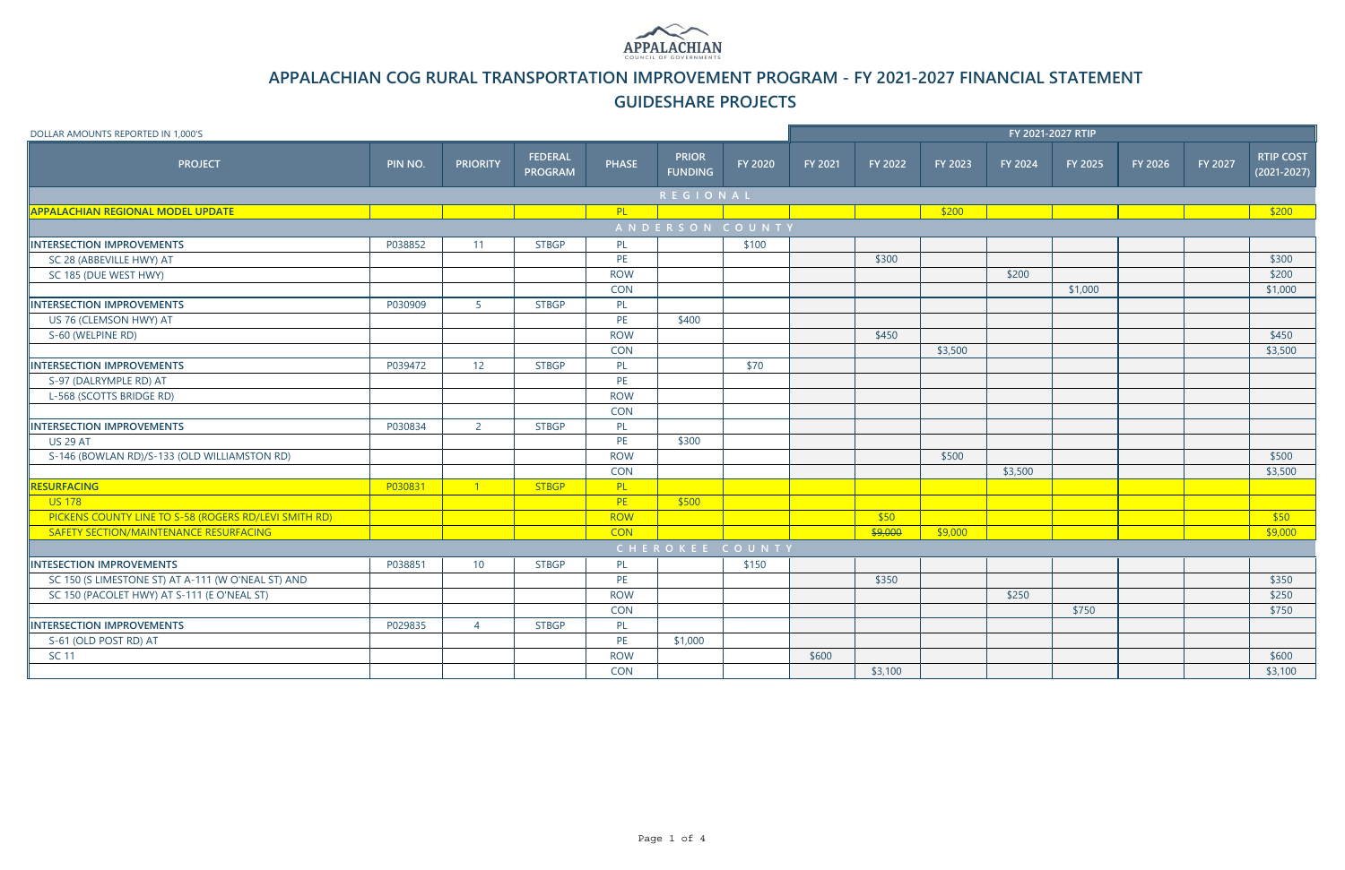APPALACHIAN

COUNCIL OF GOVERNMENTS

# APPALACHIAN COG RURAL TRANSPORTATION IMPROVEMENT PROGRAM - FY 2021-2027 FINANCIAL STATEMENT

## GUIDESHARE PROJECTS

DOLLAR AMOUNTS REPORTED IN 1,000'S

| PROJECT | PIN NO. | PRIORITY | FEDERAL PROGRAM | PHASE | PRIOR FUNDING | FY 2020 | FY 2021 | FY 2022 | FY 2023 | FY 2024 | FY 2025 | FY 2026 | FY 2027 | RTIP COST (2021-2027) |
|---|---|---|---|---|---|---|---|---|---|---|---|---|---|---|
| | | | | | | | FY 2021-2027 RTIP | | | | | | | |
| **REGIONAL** | | | | | | | | | | | | | | |
| APPALACHIAN REGIONAL MODEL UPDATE | | | | PL | | | | | $200 | | | | | $200 |
| **ANDERSON COUNTY** | | | | | | | | | | | | | | |
| **INTERSECTION IMPROVEMENTS** | P038852 | 11 | STBGP | PL | | $100 | | | | | | | | |
| SC 28 (ABBEVILLE HWY) AT | | | | PE | | | | $300 | | | | | | $300 |
| SC 185 (DUE WEST HWY) | | | | ROW | | | | | | $200 | | | | $200 |
| | | | | CON | | | | | | | $1,000 | | | $1,000 |
| **INTERSECTION IMPROVEMENTS** | P030909 | 5 | STBGP | PL | | | | | | | | | | |
| US 76 (CLEMSON HWY) AT | | | | PE | $400 | | | | | | | | | |
| S-60 (WELPINE RD) | | | | ROW | | | | $450 | | | | | | $450 |
| | | | | CON | | | | | $3,500 | | | | | $3,500 |
| **INTERSECTION IMPROVEMENTS** | P039472 | 12 | STBGP | PL | | $70 | | | | | | | | |
| S-97 (DALRYMPLE RD) AT | | | | PE | | | | | | | | | | |
| L-568 (SCOTTS BRIDGE RD) | | | | ROW | | | | | | | | | | |
| | | | | CON | | | | | | | | | | |
| **INTERSECTION IMPROVEMENTS** | P030834 | 2 | STBGP | PL | | | | | | | | | | |
| US 29 AT | | | | PE | $300 | | | | | | | | | |
| S-146 (BOWLAN RD)/S-133 (OLD WILLIAMSTON RD) | | | | ROW | | | | | $500 | | | | | $500 |
| | | | | CON | | | | | | $3,500 | | | | $3,500 |
| **RESURFACING** | P030831 | 1 | STBGP | PL | | | | | | | | | | |
| US 178 | | | | PE | $500 | | | | | | | | | |
| PICKENS COUNTY LINE TO S-58 (ROGERS RD/LEVI SMITH RD) | | | | ROW | | | | $50 | | | | | | $50 |
| SAFETY SECTION/MAINTENANCE RESURFACING | | | | CON | | | | ~~$9,000~~ | $9,000 | | | | | $9,000 |
| **CHEROKEE COUNTY** | | | | | | | | | | | | | | |
| **INTESECTION IMPROVEMENTS** | P038851 | 10 | STBGP | PL | | $150 | | | | | | | | |
| SC 150 (S LIMESTONE ST) AT A-111 (W O'NEAL ST) AND | | | | PE | | | | $350 | | | | | | $350 |
| SC 150 (PACOLET HWY) AT S-111 (E O'NEAL ST) | | | | ROW | | | | | | $250 | | | | $250 |
| | | | | CON | | | | | | | $750 | | | $750 |
| **INTERSECTION IMPROVEMENTS** | P029835 | 4 | STBGP | PL | | | | | | | | | | |
| S-61 (OLD POST RD) AT | | | | PE | $1,000 | | | | | | | | | |
| SC 11 | | | | ROW | | | $600 | | | | | | | $600 |
| | | | | CON | | | | $3,100 | | | | | | $3,100 |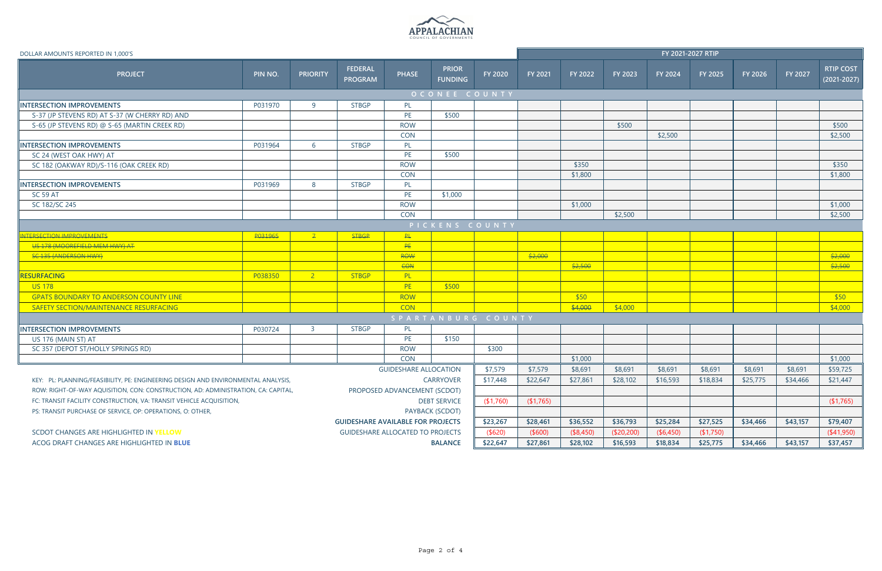APPALACHIAN
COUNCIL OF GOVERNMENTS

DOLLAR AMOUNTS REPORTED IN 1,000'S

| PROJECT | PIN NO. | PRIORITY | FEDERAL PROGRAM | PHASE | PRIOR FUNDING | FY 2020 | FY 2021 | FY 2022 | FY 2023 | FY 2024 | FY 2025 | FY 2026 | FY 2027 | RTIP COST (2021-2027) |
|---|---|---|---|---|---|---|---|---|---|---|---|---|---|---|
| | | | | | | | FY 2021-2027 RTIP | | | | | | | |
| **OCONEE COUNTY** | | | | | | | | | | | | | | |
| **INTERSECTION IMPROVEMENTS** | P031970 | 9 | STBGP | PL | | | | | | | | | | |
| S-37 (JP STEVENS RD) AT S-37 (W CHERRY RD) AND | | | | PE | $500 | | | | | | | | | |
| S-65 (JP STEVENS RD) @ S-65 (MARTIN CREEK RD) | | | | ROW | | | | | $500 | | | | | $500 |
| | | | | CON | | | | | | $2,500 | | | | $2,500 |
| **INTERSECTION IMPROVEMENTS** | P031964 | 6 | STBGP | PL | | | | | | | | | | |
| SC 24 (WEST OAK HWY) AT | | | | PE | $500 | | | | | | | | | |
| SC 182 (OAKWAY RD)/S-116 (OAK CREEK RD) | | | | ROW | | | | $350 | | | | | | $350 |
| | | | | CON | | | | $1,800 | | | | | | $1,800 |
| **INTERSECTION IMPROVEMENTS** | P031969 | 8 | STBGP | PL | | | | | | | | | | |
| SC 59 AT | | | | PE | $1,000 | | | | | | | | | |
| SC 182/SC 245 | | | | ROW | | | | $1,000 | | | | | | $1,000 |
| | | | | CON | | | | | $2,500 | | | | | $2,500 |
| **PICKENS COUNTY** | | | | | | | | | | | | | | |
| ~~INTERSECTION IMPROVEMENTS~~ | ~~P031965~~ | ~~7~~ | ~~STBGP~~ | ~~PL~~ | | | | | | | | | | |
| ~~US 178 (MOOREFIELD MEM HWY) AT~~ | | | | ~~PE~~ | | | | | | | | | | |
| ~~SC 135 (ANDERSON HWY)~~ | | | | ~~ROW~~ | | | ~~$2,000~~ | | | | | | | ~~$2,000~~ |
| | | | | ~~CON~~ | | | | ~~$2,500~~ | | | | | | ~~$2,500~~ |
| **RESURFACING** | P038350 | 2 | STBGP | PL | | | | | | | | | | |
| US 178 | | | | PE | $500 | | | | | | | | | |
| GPATS BOUNDARY TO ANDERSON COUNTY LINE | | | | ROW | | | | $50 | | | | | | $50 |
| SAFETY SECTION/MAINTENANCE RESURFACING | | | | CON | | | | ~~$4,000~~ | $4,000 | | | | | $4,000 |
| **SPARTANBURG COUNTY** | | | | | | | | | | | | | | |
| **INTERSECTION IMPROVEMENTS** | P030724 | 3 | STBGP | PL | | | | | | | | | | |
| US 176 (MAIN ST) AT | | | | PE | $150 | | | | | | | | | |
| SC 357 (DEPOT ST/HOLLY SPRINGS RD) | | | | ROW | | $300 | | | | | | | | |
| | | | | CON | | | | $1,000 | | | | | | $1,000 |
| | | | | GUIDESHARE ALLOCATION | | $7,579 | $7,579 | $8,691 | $8,691 | $8,691 | $8,691 | $8,691 | $8,691 | $59,725 |
| | | | | CARRYOVER | | $17,448 | $22,647 | $27,861 | $28,102 | $16,593 | $18,834 | $25,775 | $34,466 | $21,447 |
| | | | | PROPOSED ADVANCEMENT (SCDOT) | | | | | | | | | | |
| | | | | DEBT SERVICE | | ($1,760) | ($1,765) | | | | | | | ($1,765) |
| | | | | PAYBACK (SCDOT) | | | | | | | | | | |
| | | | | **GUIDESHARE AVAILABLE FOR PROJECTS** | | $23,267 | $28,461 | $36,552 | $36,793 | $25,284 | $27,525 | $34,466 | $43,157 | $79,407 |
| | | | | GUIDESHARE ALLOCATED TO PROJECTS | | ($620) | ($600) | ($8,450) | ($20,200) | ($6,450) | ($1,750) | | | ($41,950) |
| | | | | **BALANCE** | | $22,647 | $27,861 | $28,102 | $16,593 | $18,834 | $25,775 | $34,466 | $43,157 | $37,457 |

KEY: PL: PLANNING/FEASIBILITY, PE: ENGINEERING DESIGN AND ENVIRONMENTAL ANALYSIS,
ROW: RIGHT-OF-WAY AQUISITION, CON: CONSTRUCTION, AD: ADMINISTRATION, CA: CAPITAL,
FC: TRANSIT FACILITY CONSTRUCTION, VA: TRANSIT VEHICLE ACQUISITION,
PS: TRANSIT PURCHASE OF SERVICE, OP: OPERATIONS, O: OTHER,

SCDOT CHANGES ARE HIGHLIGHTED IN YELLOW
ACOG DRAFT CHANGES ARE HIGHLIGHTED IN **BLUE**